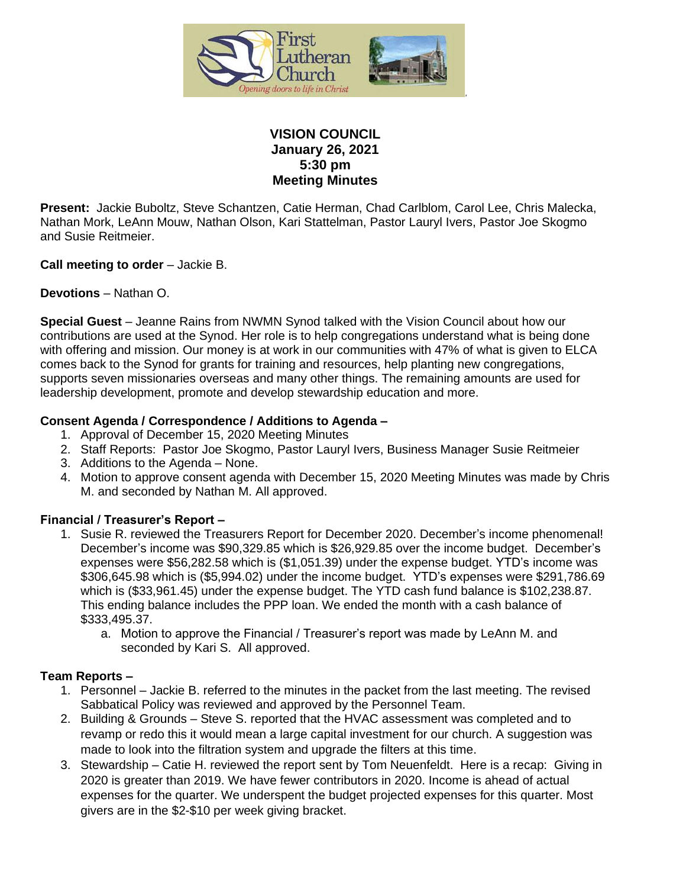First Lutheran Church
*Opening doors to life in Christ*

**VISION COUNCIL**
**January 26, 2021**
**5:30 pm**
**Meeting Minutes**

**Present:** Jackie Buboltz, Steve Schantzen, Catie Herman, Chad Carlblom, Carol Lee, Chris Malecka, Nathan Mork, LeAnn Mouw, Nathan Olson, Kari Stattelman, Pastor Lauryl Ivers, Pastor Joe Skogmo and Susie Reitmeier.

**Call meeting to order** – Jackie B.

**Devotions** – Nathan O.

**Special Guest** – Jeanne Rains from NWMN Synod talked with the Vision Council about how our contributions are used at the Synod. Her role is to help congregations understand what is being done with offering and mission. Our money is at work in our communities with 47% of what is given to ELCA comes back to the Synod for grants for training and resources, help planting new congregations, supports seven missionaries overseas and many other things. The remaining amounts are used for leadership development, promote and develop stewardship education and more.

**Consent Agenda / Correspondence / Additions to Agenda –**

1. Approval of December 15, 2020 Meeting Minutes
2. Staff Reports: Pastor Joe Skogmo, Pastor Lauryl Ivers, Business Manager Susie Reitmeier
3. Additions to the Agenda – None.
4. Motion to approve consent agenda with December 15, 2020 Meeting Minutes was made by Chris M. and seconded by Nathan M. All approved.

**Financial / Treasurer's Report –**

1. Susie R. reviewed the Treasurers Report for December 2020. December's income phenomenal! December's income was $90,329.85 which is $26,929.85 over the income budget. December's expenses were $56,282.58 which is ($1,051.39) under the expense budget. YTD's income was $306,645.98 which is ($5,994.02) under the income budget. YTD's expenses were $291,786.69 which is ($33,961.45) under the expense budget. The YTD cash fund balance is $102,238.87. This ending balance includes the PPP loan. We ended the month with a cash balance of $333,495.37.
   a. Motion to approve the Financial / Treasurer's report was made by LeAnn M. and seconded by Kari S. All approved.

**Team Reports –**

1. Personnel – Jackie B. referred to the minutes in the packet from the last meeting. The revised Sabbatical Policy was reviewed and approved by the Personnel Team.
2. Building & Grounds – Steve S. reported that the HVAC assessment was completed and to revamp or redo this it would mean a large capital investment for our church. A suggestion was made to look into the filtration system and upgrade the filters at this time.
3. Stewardship – Catie H. reviewed the report sent by Tom Neuenfeldt. Here is a recap: Giving in 2020 is greater than 2019. We have fewer contributors in 2020. Income is ahead of actual expenses for the quarter. We underspent the budget projected expenses for this quarter. Most givers are in the $2-$10 per week giving bracket.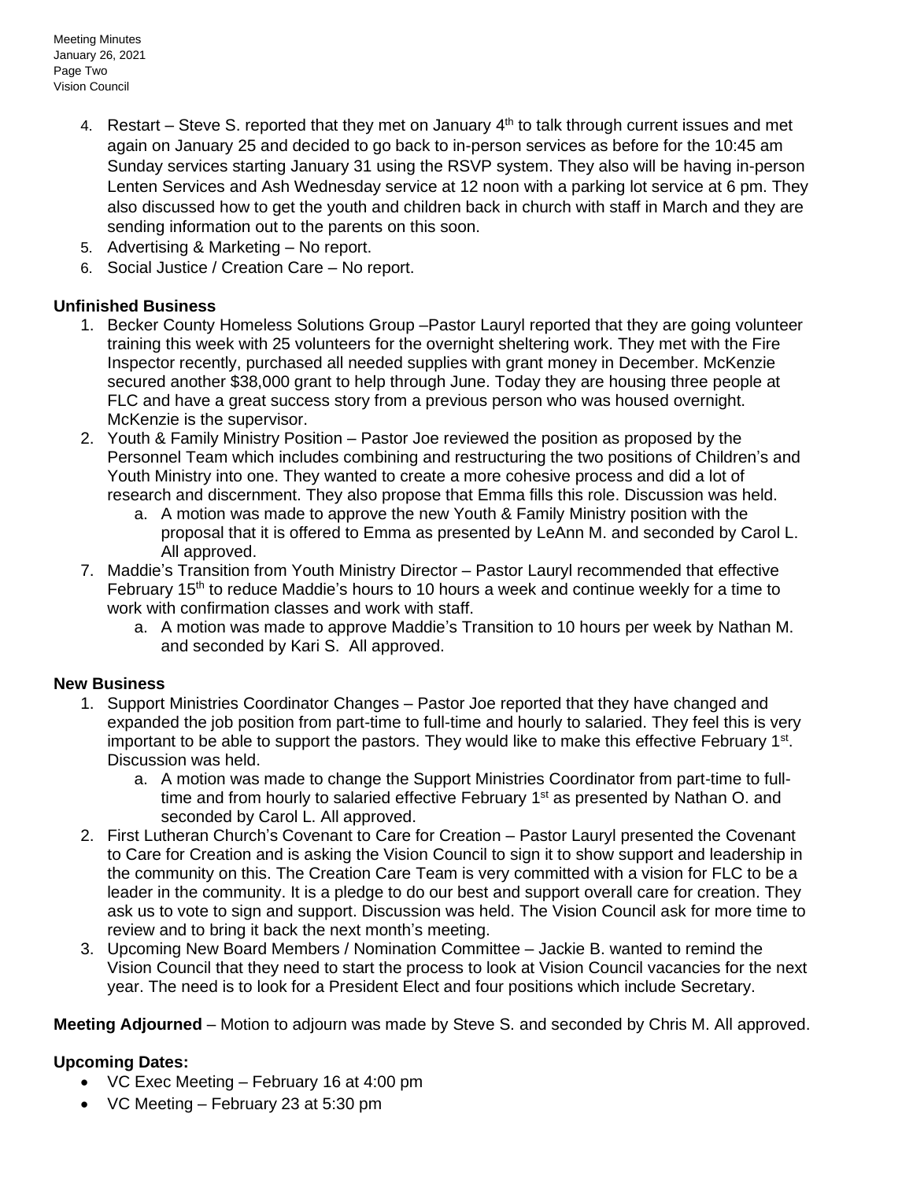4. Restart – Steve S. reported that they met on January 4th to talk through current issues and met again on January 25 and decided to go back to in-person services as before for the 10:45 am Sunday services starting January 31 using the RSVP system. They also will be having in-person Lenten Services and Ash Wednesday service at 12 noon with a parking lot service at 6 pm. They also discussed how to get the youth and children back in church with staff in March and they are sending information out to the parents on this soon.
5. Advertising & Marketing – No report.
6. Social Justice / Creation Care – No report.

**Unfinished Business**

1. Becker County Homeless Solutions Group –Pastor Lauryl reported that they are going volunteer training this week with 25 volunteers for the overnight sheltering work. They met with the Fire Inspector recently, purchased all needed supplies with grant money in December. McKenzie secured another $38,000 grant to help through June. Today they are housing three people at FLC and have a great success story from a previous person who was housed overnight. McKenzie is the supervisor.
2. Youth & Family Ministry Position – Pastor Joe reviewed the position as proposed by the Personnel Team which includes combining and restructuring the two positions of Children's and Youth Ministry into one. They wanted to create a more cohesive process and did a lot of research and discernment. They also propose that Emma fills this role. Discussion was held.
   a. A motion was made to approve the new Youth & Family Ministry position with the proposal that it is offered to Emma as presented by LeAnn M. and seconded by Carol L. All approved.
7. Maddie's Transition from Youth Ministry Director – Pastor Lauryl recommended that effective February 15th to reduce Maddie's hours to 10 hours a week and continue weekly for a time to work with confirmation classes and work with staff.
   a. A motion was made to approve Maddie's Transition to 10 hours per week by Nathan M. and seconded by Kari S. All approved.

**New Business**

1. Support Ministries Coordinator Changes – Pastor Joe reported that they have changed and expanded the job position from part-time to full-time and hourly to salaried. They feel this is very important to be able to support the pastors. They would like to make this effective February 1st. Discussion was held.
   a. A motion was made to change the Support Ministries Coordinator from part-time to full-time and from hourly to salaried effective February 1st as presented by Nathan O. and seconded by Carol L. All approved.
2. First Lutheran Church's Covenant to Care for Creation – Pastor Lauryl presented the Covenant to Care for Creation and is asking the Vision Council to sign it to show support and leadership in the community on this. The Creation Care Team is very committed with a vision for FLC to be a leader in the community. It is a pledge to do our best and support overall care for creation. They ask us to vote to sign and support. Discussion was held. The Vision Council ask for more time to review and to bring it back the next month's meeting.
3. Upcoming New Board Members / Nomination Committee – Jackie B. wanted to remind the Vision Council that they need to start the process to look at Vision Council vacancies for the next year. The need is to look for a President Elect and four positions which include Secretary.

**Meeting Adjourned** – Motion to adjourn was made by Steve S. and seconded by Chris M. All approved.

**Upcoming Dates:**

- VC Exec Meeting – February 16 at 4:00 pm
- VC Meeting – February 23 at 5:30 pm